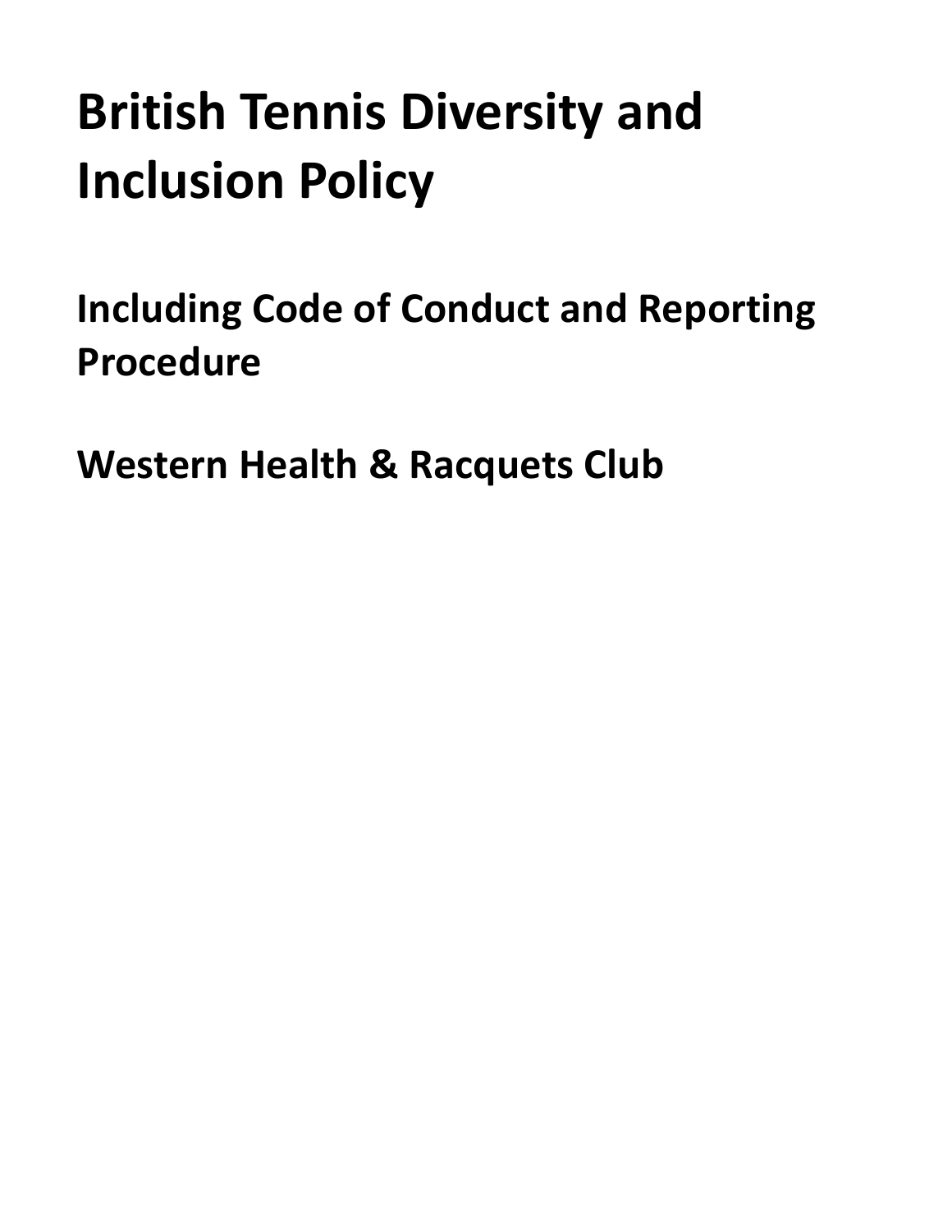# British Tennis Diversity and Inclusion Policy

## Including Code of Conduct and Reporting Procedure

## Western Health & Racquets Club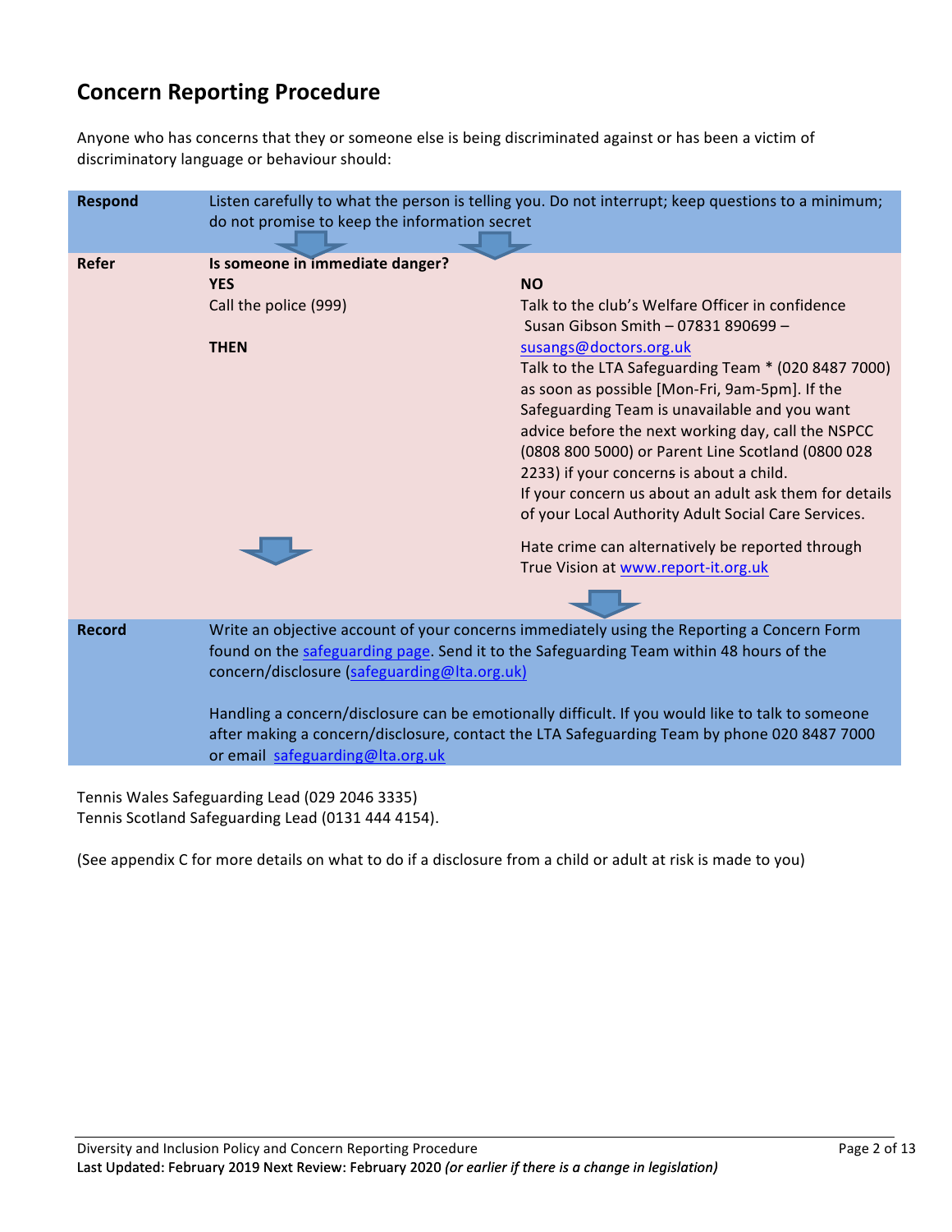## Concern Reporting Procedure

Anyone who has concerns that they or someone else is being discriminated against or has been a victim of discriminatory language or behaviour should:

**Respond**

Listen carefully to what the person is telling you. Do not interrupt; keep questions to a minimum; do not promise to keep the information secret

**Refer**

**Is someone in immediate danger?**

**YES**

Call the police (999)

**THEN**

**NO**

Talk to the club's Welfare Officer in confidence Susan Gibson Smith – 07831 890699 – susangs@doctors.org.uk

Talk to the LTA Safeguarding Team * (020 8487 7000) as soon as possible [Mon-Fri, 9am-5pm]. If the Safeguarding Team is unavailable and you want advice before the next working day, call the NSPCC (0808 800 5000) or Parent Line Scotland (0800 028 2233) if your concerns is about a child.

If your concern us about an adult ask them for details of your Local Authority Adult Social Care Services.

Hate crime can alternatively be reported through True Vision at www.report-it.org.uk

**Record**

Write an objective account of your concerns immediately using the Reporting a Concern Form found on the safeguarding page. Send it to the Safeguarding Team within 48 hours of the concern/disclosure (safeguarding@lta.org.uk)

Handling a concern/disclosure can be emotionally difficult. If you would like to talk to someone after making a concern/disclosure, contact the LTA Safeguarding Team by phone 020 8487 7000 or email safeguarding@lta.org.uk

Tennis Wales Safeguarding Lead (029 2046 3335)
Tennis Scotland Safeguarding Lead (0131 444 4154).

(See appendix C for more details on what to do if a disclosure from a child or adult at risk is made to you)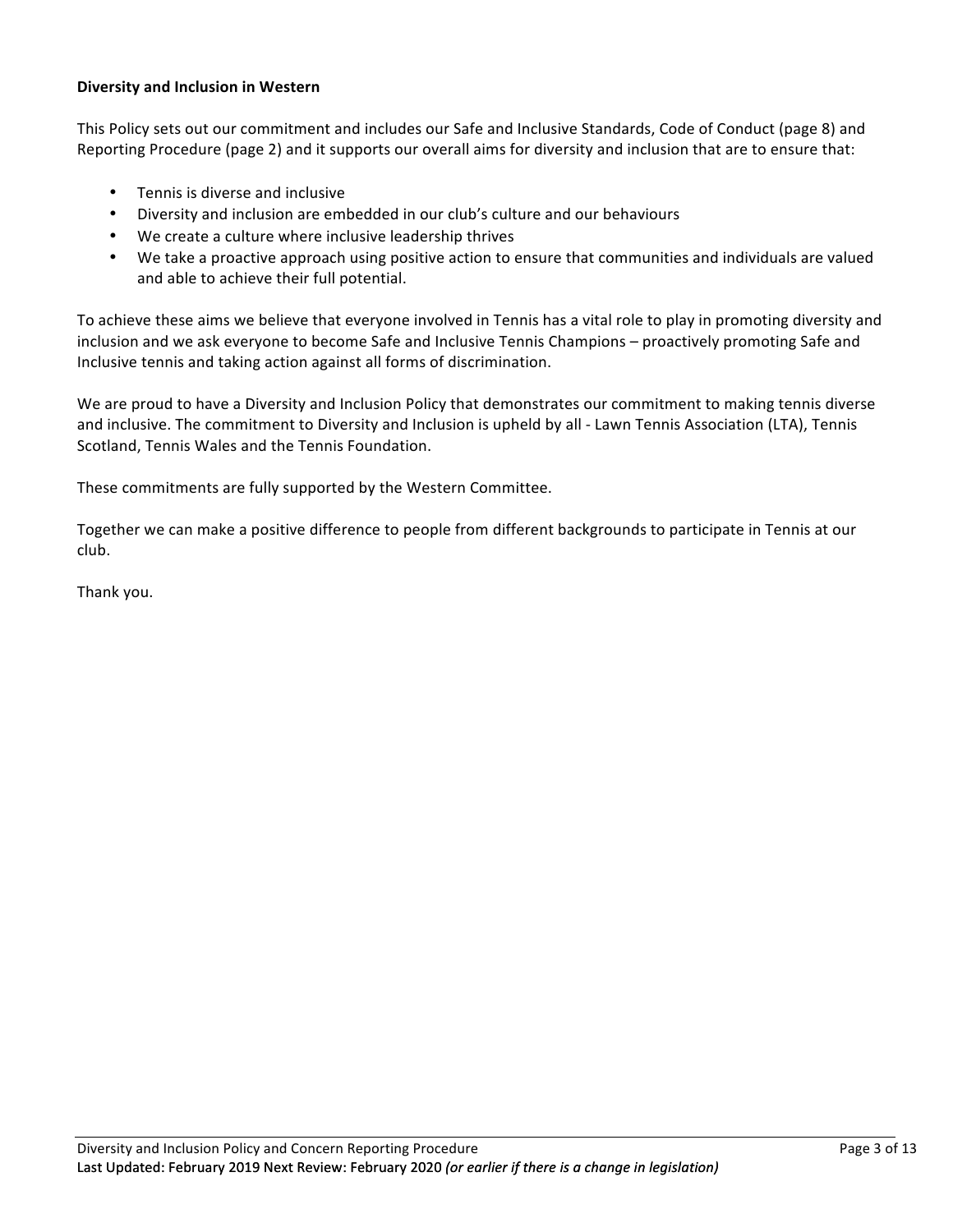**Diversity and Inclusion in Western**

This Policy sets out our commitment and includes our Safe and Inclusive Standards, Code of Conduct (page 8) and Reporting Procedure (page 2) and it supports our overall aims for diversity and inclusion that are to ensure that:

- Tennis is diverse and inclusive
- Diversity and inclusion are embedded in our club's culture and our behaviours
- We create a culture where inclusive leadership thrives
- We take a proactive approach using positive action to ensure that communities and individuals are valued and able to achieve their full potential.

To achieve these aims we believe that everyone involved in Tennis has a vital role to play in promoting diversity and inclusion and we ask everyone to become Safe and Inclusive Tennis Champions – proactively promoting Safe and Inclusive tennis and taking action against all forms of discrimination.

We are proud to have a Diversity and Inclusion Policy that demonstrates our commitment to making tennis diverse and inclusive. The commitment to Diversity and Inclusion is upheld by all - Lawn Tennis Association (LTA), Tennis Scotland, Tennis Wales and the Tennis Foundation.

These commitments are fully supported by the Western Committee.

Together we can make a positive difference to people from different backgrounds to participate in Tennis at our club.

Thank you.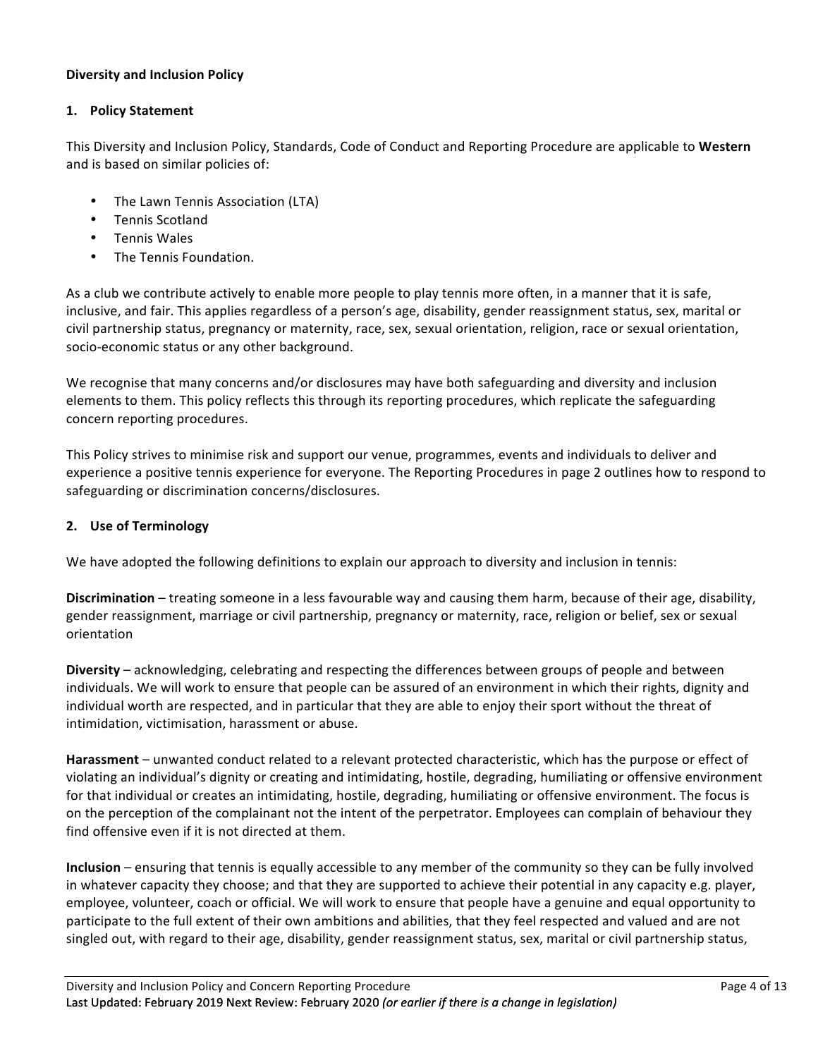**Diversity and Inclusion Policy**

## 1. Policy Statement

This Diversity and Inclusion Policy, Standards, Code of Conduct and Reporting Procedure are applicable to **Western** and is based on similar policies of:

- The Lawn Tennis Association (LTA)
- Tennis Scotland
- Tennis Wales
- The Tennis Foundation.

As a club we contribute actively to enable more people to play tennis more often, in a manner that it is safe, inclusive, and fair. This applies regardless of a person's age, disability, gender reassignment status, sex, marital or civil partnership status, pregnancy or maternity, race, sex, sexual orientation, religion, race or sexual orientation, socio-economic status or any other background.

We recognise that many concerns and/or disclosures may have both safeguarding and diversity and inclusion elements to them. This policy reflects this through its reporting procedures, which replicate the safeguarding concern reporting procedures.

This Policy strives to minimise risk and support our venue, programmes, events and individuals to deliver and experience a positive tennis experience for everyone. The Reporting Procedures in page 2 outlines how to respond to safeguarding or discrimination concerns/disclosures.

## 2. Use of Terminology

We have adopted the following definitions to explain our approach to diversity and inclusion in tennis:

**Discrimination** – treating someone in a less favourable way and causing them harm, because of their age, disability, gender reassignment, marriage or civil partnership, pregnancy or maternity, race, religion or belief, sex or sexual orientation

**Diversity** – acknowledging, celebrating and respecting the differences between groups of people and between individuals. We will work to ensure that people can be assured of an environment in which their rights, dignity and individual worth are respected, and in particular that they are able to enjoy their sport without the threat of intimidation, victimisation, harassment or abuse.

**Harassment** – unwanted conduct related to a relevant protected characteristic, which has the purpose or effect of violating an individual's dignity or creating and intimidating, hostile, degrading, humiliating or offensive environment for that individual or creates an intimidating, hostile, degrading, humiliating or offensive environment. The focus is on the perception of the complainant not the intent of the perpetrator. Employees can complain of behaviour they find offensive even if it is not directed at them.

**Inclusion** – ensuring that tennis is equally accessible to any member of the community so they can be fully involved in whatever capacity they choose; and that they are supported to achieve their potential in any capacity e.g. player, employee, volunteer, coach or official. We will work to ensure that people have a genuine and equal opportunity to participate to the full extent of their own ambitions and abilities, that they feel respected and valued and are not singled out, with regard to their age, disability, gender reassignment status, sex, marital or civil partnership status,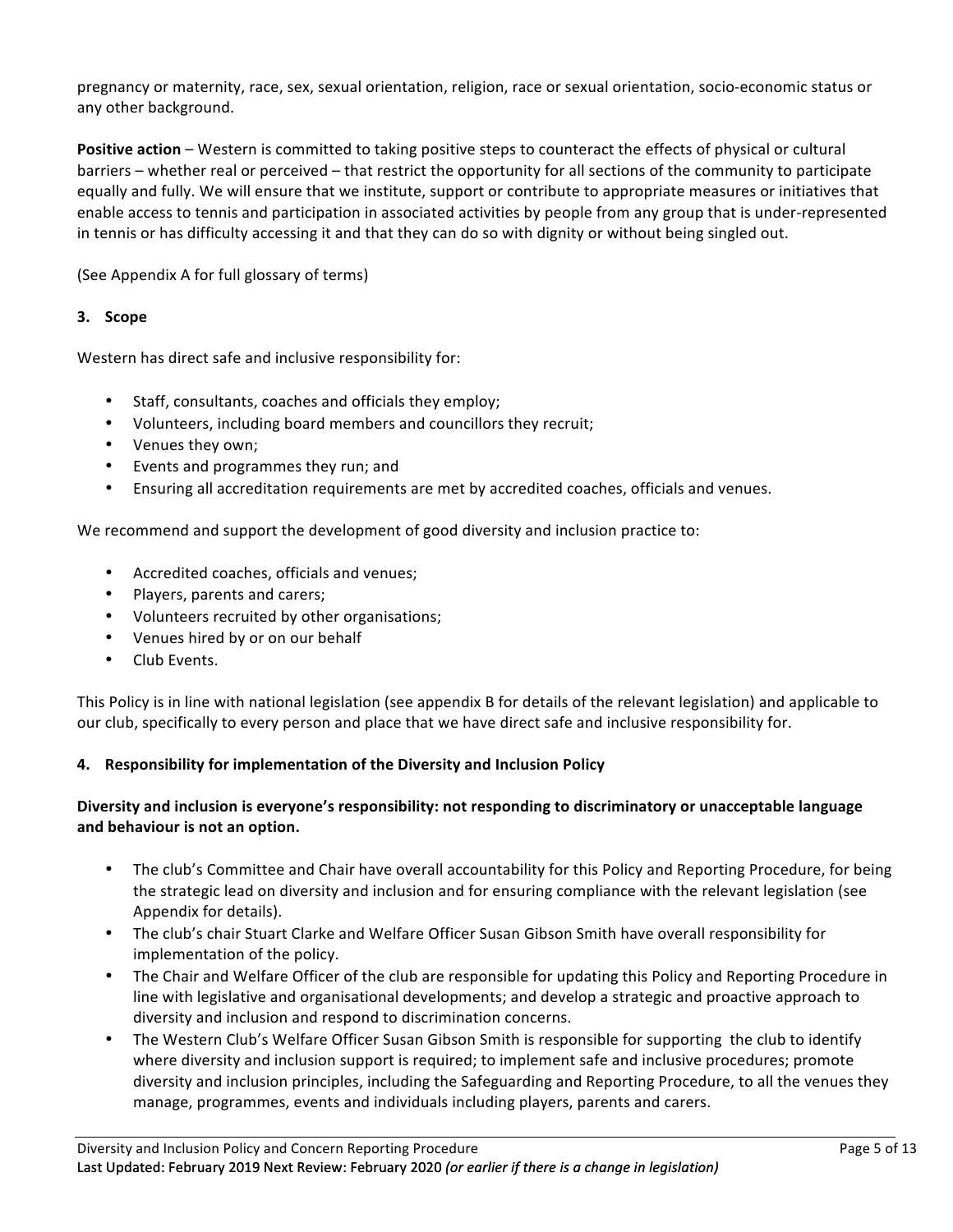pregnancy or maternity, race, sex, sexual orientation, religion, race or sexual orientation, socio-economic status or any other background.

**Positive action** – Western is committed to taking positive steps to counteract the effects of physical or cultural barriers – whether real or perceived – that restrict the opportunity for all sections of the community to participate equally and fully. We will ensure that we institute, support or contribute to appropriate measures or initiatives that enable access to tennis and participation in associated activities by people from any group that is under-represented in tennis or has difficulty accessing it and that they can do so with dignity or without being singled out.

(See Appendix A for full glossary of terms)

## 3. Scope

Western has direct safe and inclusive responsibility for:

- Staff, consultants, coaches and officials they employ;
- Volunteers, including board members and councillors they recruit;
- Venues they own;
- Events and programmes they run; and
- Ensuring all accreditation requirements are met by accredited coaches, officials and venues.

We recommend and support the development of good diversity and inclusion practice to:

- Accredited coaches, officials and venues;
- Players, parents and carers;
- Volunteers recruited by other organisations;
- Venues hired by or on our behalf
- Club Events.

This Policy is in line with national legislation (see appendix B for details of the relevant legislation) and applicable to our club, specifically to every person and place that we have direct safe and inclusive responsibility for.

## 4. Responsibility for implementation of the Diversity and Inclusion Policy

**Diversity and inclusion is everyone's responsibility: not responding to discriminatory or unacceptable language and behaviour is not an option.**

- The club's Committee and Chair have overall accountability for this Policy and Reporting Procedure, for being the strategic lead on diversity and inclusion and for ensuring compliance with the relevant legislation (see Appendix for details).
- The club's chair Stuart Clarke and Welfare Officer Susan Gibson Smith have overall responsibility for implementation of the policy.
- The Chair and Welfare Officer of the club are responsible for updating this Policy and Reporting Procedure in line with legislative and organisational developments; and develop a strategic and proactive approach to diversity and inclusion and respond to discrimination concerns.
- The Western Club's Welfare Officer Susan Gibson Smith is responsible for supporting the club to identify where diversity and inclusion support is required; to implement safe and inclusive procedures; promote diversity and inclusion principles, including the Safeguarding and Reporting Procedure, to all the venues they manage, programmes, events and individuals including players, parents and carers.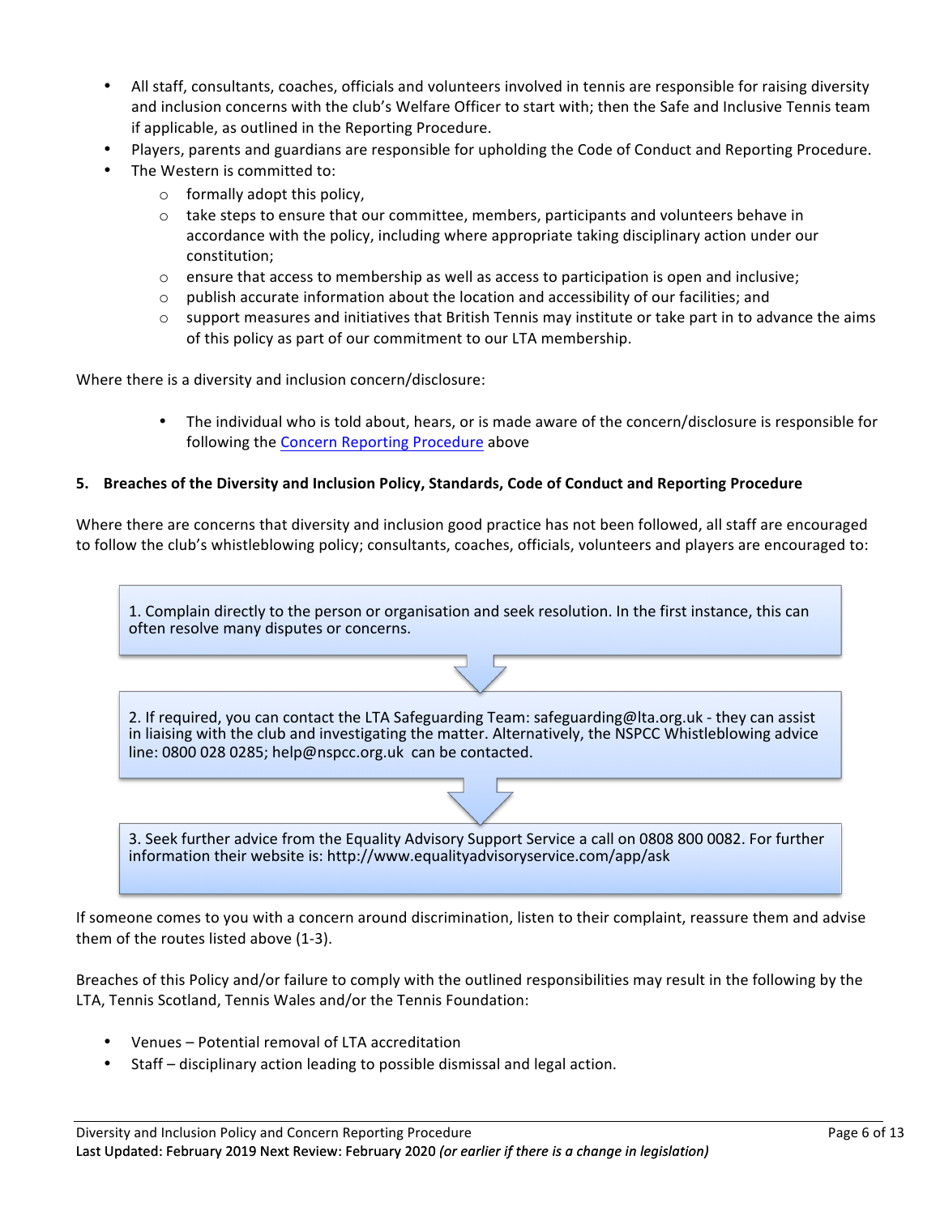- All staff, consultants, coaches, officials and volunteers involved in tennis are responsible for raising diversity and inclusion concerns with the club's Welfare Officer to start with; then the Safe and Inclusive Tennis team if applicable, as outlined in the Reporting Procedure.
- Players, parents and guardians are responsible for upholding the Code of Conduct and Reporting Procedure.
- The Western is committed to:
    - formally adopt this policy,
    - take steps to ensure that our committee, members, participants and volunteers behave in accordance with the policy, including where appropriate taking disciplinary action under our constitution;
    - ensure that access to membership as well as access to participation is open and inclusive;
    - publish accurate information about the location and accessibility of our facilities; and
    - support measures and initiatives that British Tennis may institute or take part in to advance the aims of this policy as part of our commitment to our LTA membership.

Where there is a diversity and inclusion concern/disclosure:

- The individual who is told about, hears, or is made aware of the concern/disclosure is responsible for following the [Concern Reporting Procedure] above

**5. Breaches of the Diversity and Inclusion Policy, Standards, Code of Conduct and Reporting Procedure**

Where there are concerns that diversity and inclusion good practice has not been followed, all staff are encouraged to follow the club's whistleblowing policy; consultants, coaches, officials, volunteers and players are encouraged to:

1. Complain directly to the person or organisation and seek resolution. In the first instance, this can often resolve many disputes or concerns.

2. If required, you can contact the LTA Safeguarding Team: safeguarding@lta.org.uk - they can assist in liaising with the club and investigating the matter. Alternatively, the NSPCC Whistleblowing advice line: 0800 028 0285; help@nspcc.org.uk can be contacted.

3. Seek further advice from the Equality Advisory Support Service a call on 0808 800 0082. For further information their website is: http://www.equalityadvisoryservice.com/app/ask

If someone comes to you with a concern around discrimination, listen to their complaint, reassure them and advise them of the routes listed above (1-3).

Breaches of this Policy and/or failure to comply with the outlined responsibilities may result in the following by the LTA, Tennis Scotland, Tennis Wales and/or the Tennis Foundation:

- Venues – Potential removal of LTA accreditation
- Staff – disciplinary action leading to possible dismissal and legal action.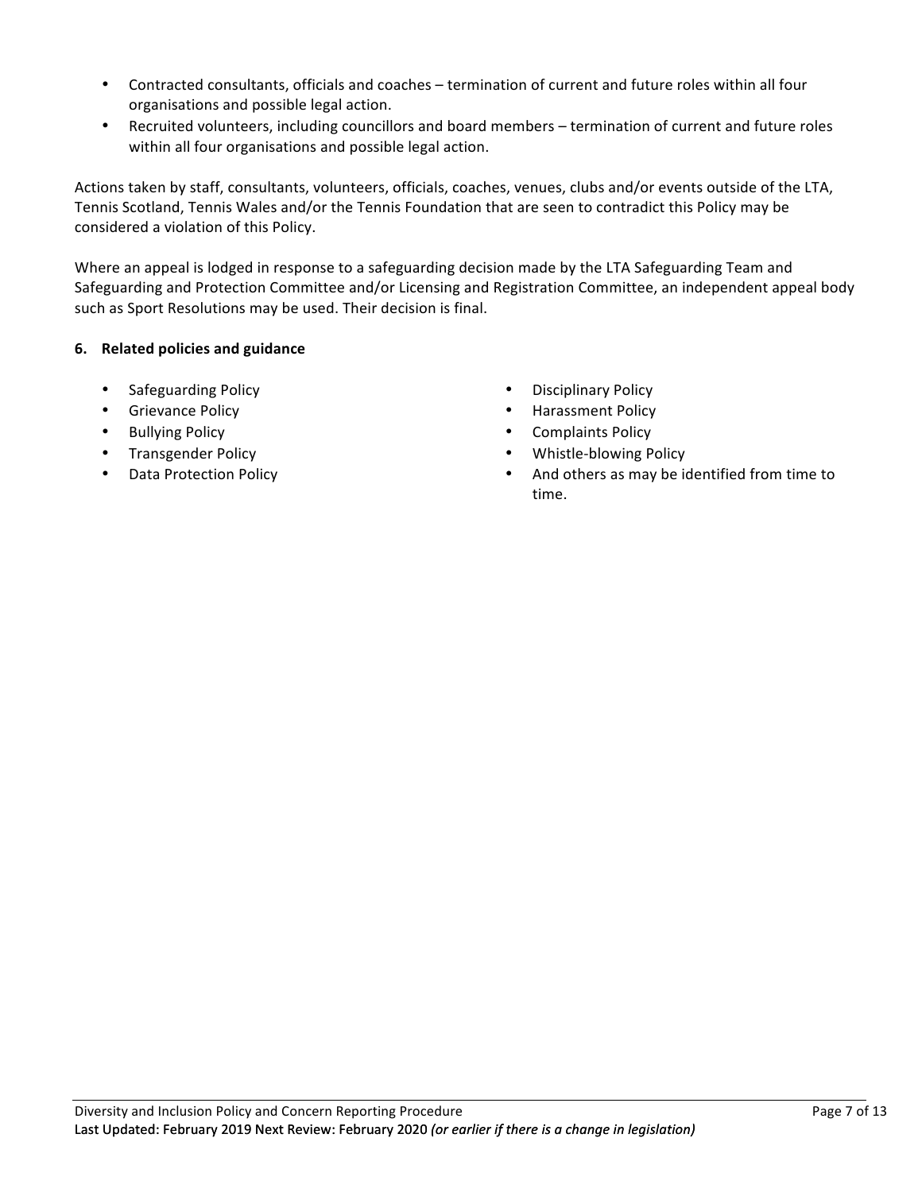- Contracted consultants, officials and coaches – termination of current and future roles within all four organisations and possible legal action.
- Recruited volunteers, including councillors and board members – termination of current and future roles within all four organisations and possible legal action.

Actions taken by staff, consultants, volunteers, officials, coaches, venues, clubs and/or events outside of the LTA, Tennis Scotland, Tennis Wales and/or the Tennis Foundation that are seen to contradict this Policy may be considered a violation of this Policy.

Where an appeal is lodged in response to a safeguarding decision made by the LTA Safeguarding Team and Safeguarding and Protection Committee and/or Licensing and Registration Committee, an independent appeal body such as Sport Resolutions may be used. Their decision is final.

**6. Related policies and guidance**

- Safeguarding Policy
- Grievance Policy
- Bullying Policy
- Transgender Policy
- Data Protection Policy
- Disciplinary Policy
- Harassment Policy
- Complaints Policy
- Whistle-blowing Policy
- And others as may be identified from time to time.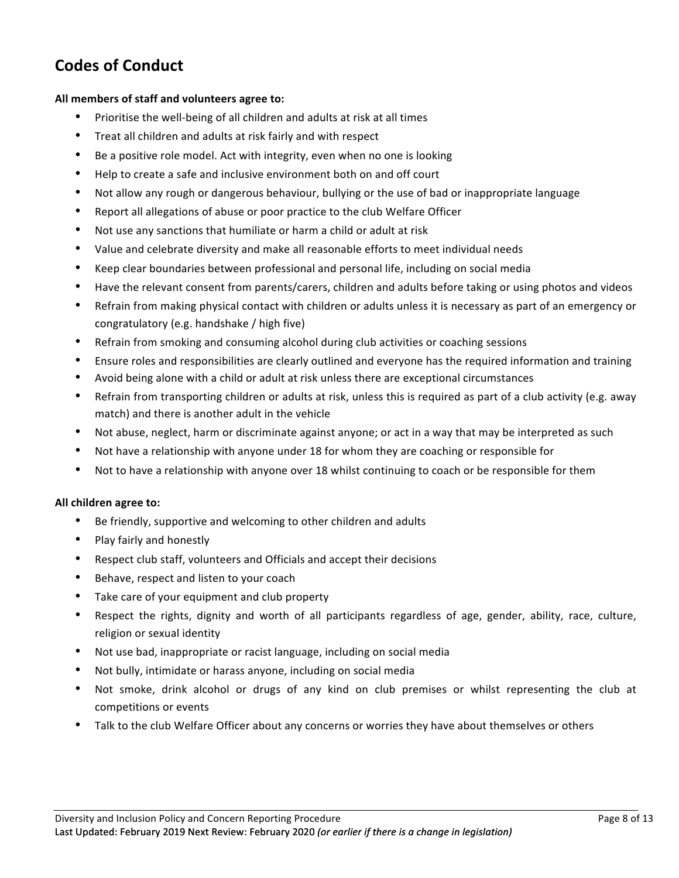## Codes of Conduct

**All members of staff and volunteers agree to:**

- Prioritise the well-being of all children and adults at risk at all times
- Treat all children and adults at risk fairly and with respect
- Be a positive role model. Act with integrity, even when no one is looking
- Help to create a safe and inclusive environment both on and off court
- Not allow any rough or dangerous behaviour, bullying or the use of bad or inappropriate language
- Report all allegations of abuse or poor practice to the club Welfare Officer
- Not use any sanctions that humiliate or harm a child or adult at risk
- Value and celebrate diversity and make all reasonable efforts to meet individual needs
- Keep clear boundaries between professional and personal life, including on social media
- Have the relevant consent from parents/carers, children and adults before taking or using photos and videos
- Refrain from making physical contact with children or adults unless it is necessary as part of an emergency or congratulatory (e.g. handshake / high five)
- Refrain from smoking and consuming alcohol during club activities or coaching sessions
- Ensure roles and responsibilities are clearly outlined and everyone has the required information and training
- Avoid being alone with a child or adult at risk unless there are exceptional circumstances
- Refrain from transporting children or adults at risk, unless this is required as part of a club activity (e.g. away match) and there is another adult in the vehicle
- Not abuse, neglect, harm or discriminate against anyone; or act in a way that may be interpreted as such
- Not have a relationship with anyone under 18 for whom they are coaching or responsible for
- Not to have a relationship with anyone over 18 whilst continuing to coach or be responsible for them

**All children agree to:**

- Be friendly, supportive and welcoming to other children and adults
- Play fairly and honestly
- Respect club staff, volunteers and Officials and accept their decisions
- Behave, respect and listen to your coach
- Take care of your equipment and club property
- Respect the rights, dignity and worth of all participants regardless of age, gender, ability, race, culture, religion or sexual identity
- Not use bad, inappropriate or racist language, including on social media
- Not bully, intimidate or harass anyone, including on social media
- Not smoke, drink alcohol or drugs of any kind on club premises or whilst representing the club at competitions or events
- Talk to the club Welfare Officer about any concerns or worries they have about themselves or others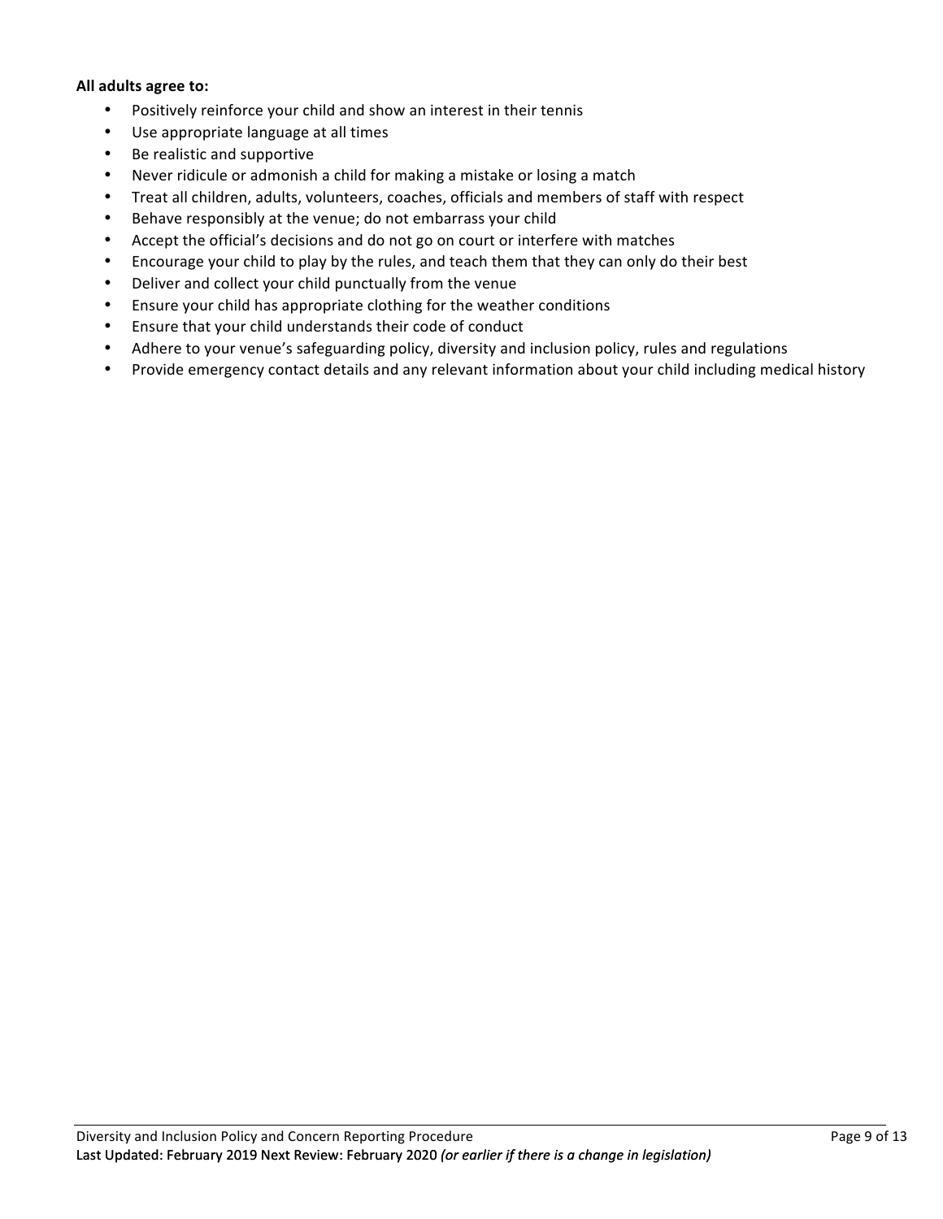**All adults agree to:**

- Positively reinforce your child and show an interest in their tennis
- Use appropriate language at all times
- Be realistic and supportive
- Never ridicule or admonish a child for making a mistake or losing a match
- Treat all children, adults, volunteers, coaches, officials and members of staff with respect
- Behave responsibly at the venue; do not embarrass your child
- Accept the official's decisions and do not go on court or interfere with matches
- Encourage your child to play by the rules, and teach them that they can only do their best
- Deliver and collect your child punctually from the venue
- Ensure your child has appropriate clothing for the weather conditions
- Ensure that your child understands their code of conduct
- Adhere to your venue's safeguarding policy, diversity and inclusion policy, rules and regulations
- Provide emergency contact details and any relevant information about your child including medical history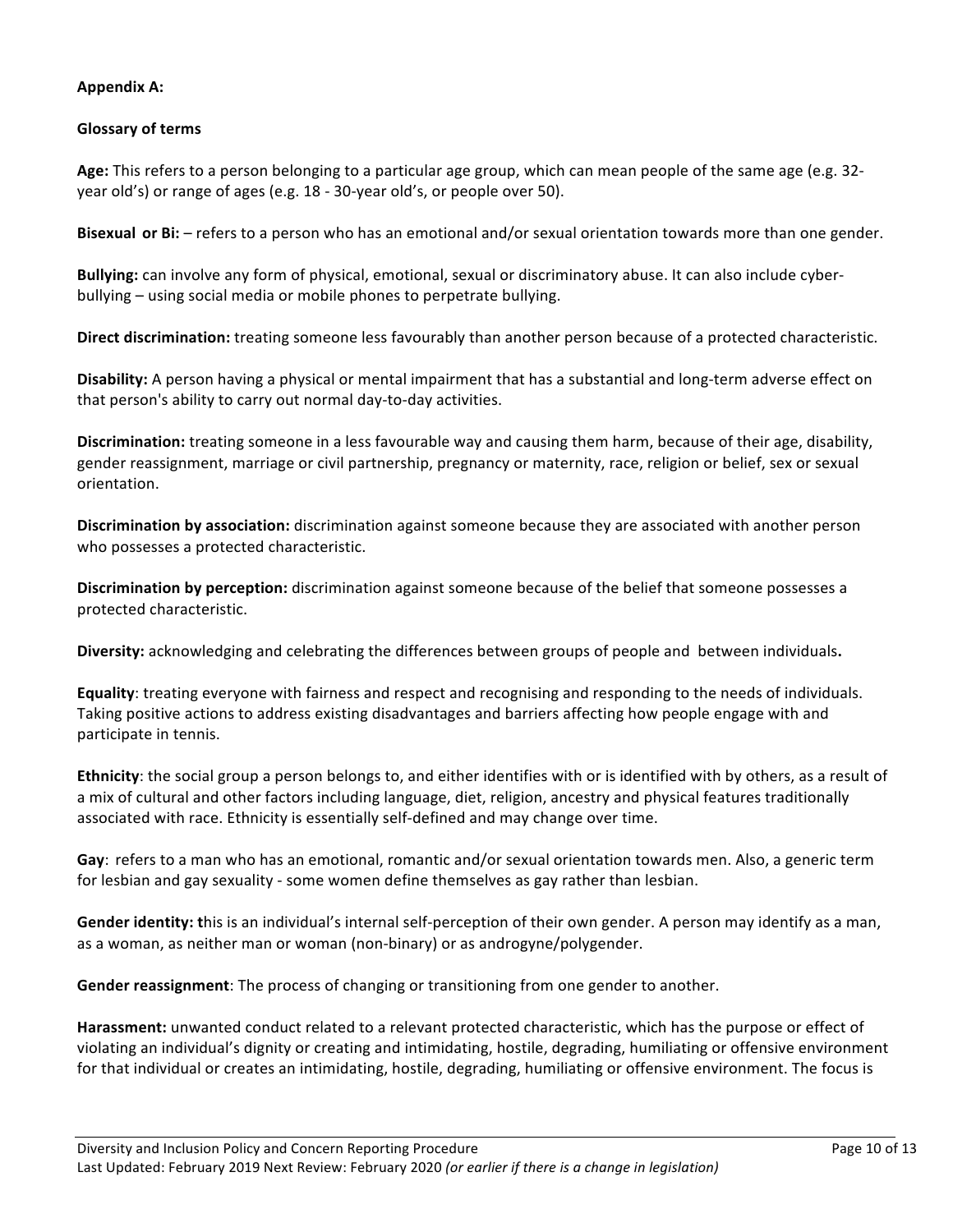**Appendix A:**

**Glossary of terms**

**Age:** This refers to a person belonging to a particular age group, which can mean people of the same age (e.g. 32-year old's) or range of ages (e.g. 18 - 30-year old's, or people over 50).

**Bisexual or Bi:** – refers to a person who has an emotional and/or sexual orientation towards more than one gender.

**Bullying:** can involve any form of physical, emotional, sexual or discriminatory abuse. It can also include cyber-bullying – using social media or mobile phones to perpetrate bullying.

**Direct discrimination:** treating someone less favourably than another person because of a protected characteristic.

**Disability:** A person having a physical or mental impairment that has a substantial and long-term adverse effect on that person's ability to carry out normal day-to-day activities.

**Discrimination:** treating someone in a less favourable way and causing them harm, because of their age, disability, gender reassignment, marriage or civil partnership, pregnancy or maternity, race, religion or belief, sex or sexual orientation.

**Discrimination by association:** discrimination against someone because they are associated with another person who possesses a protected characteristic.

**Discrimination by perception:** discrimination against someone because of the belief that someone possesses a protected characteristic.

**Diversity:** acknowledging and celebrating the differences between groups of people and between individuals**.**

**Equality**: treating everyone with fairness and respect and recognising and responding to the needs of individuals. Taking positive actions to address existing disadvantages and barriers affecting how people engage with and participate in tennis.

**Ethnicity**: the social group a person belongs to, and either identifies with or is identified with by others, as a result of a mix of cultural and other factors including language, diet, religion, ancestry and physical features traditionally associated with race. Ethnicity is essentially self-defined and may change over time.

**Gay**: refers to a man who has an emotional, romantic and/or sexual orientation towards men. Also, a generic term for lesbian and gay sexuality - some women define themselves as gay rather than lesbian.

**Gender identity: t**his is an individual's internal self-perception of their own gender. A person may identify as a man, as a woman, as neither man or woman (non-binary) or as androgyne/polygender.

**Gender reassignment**: The process of changing or transitioning from one gender to another.

**Harassment:** unwanted conduct related to a relevant protected characteristic, which has the purpose or effect of violating an individual's dignity or creating and intimidating, hostile, degrading, humiliating or offensive environment for that individual or creates an intimidating, hostile, degrading, humiliating or offensive environment. The focus is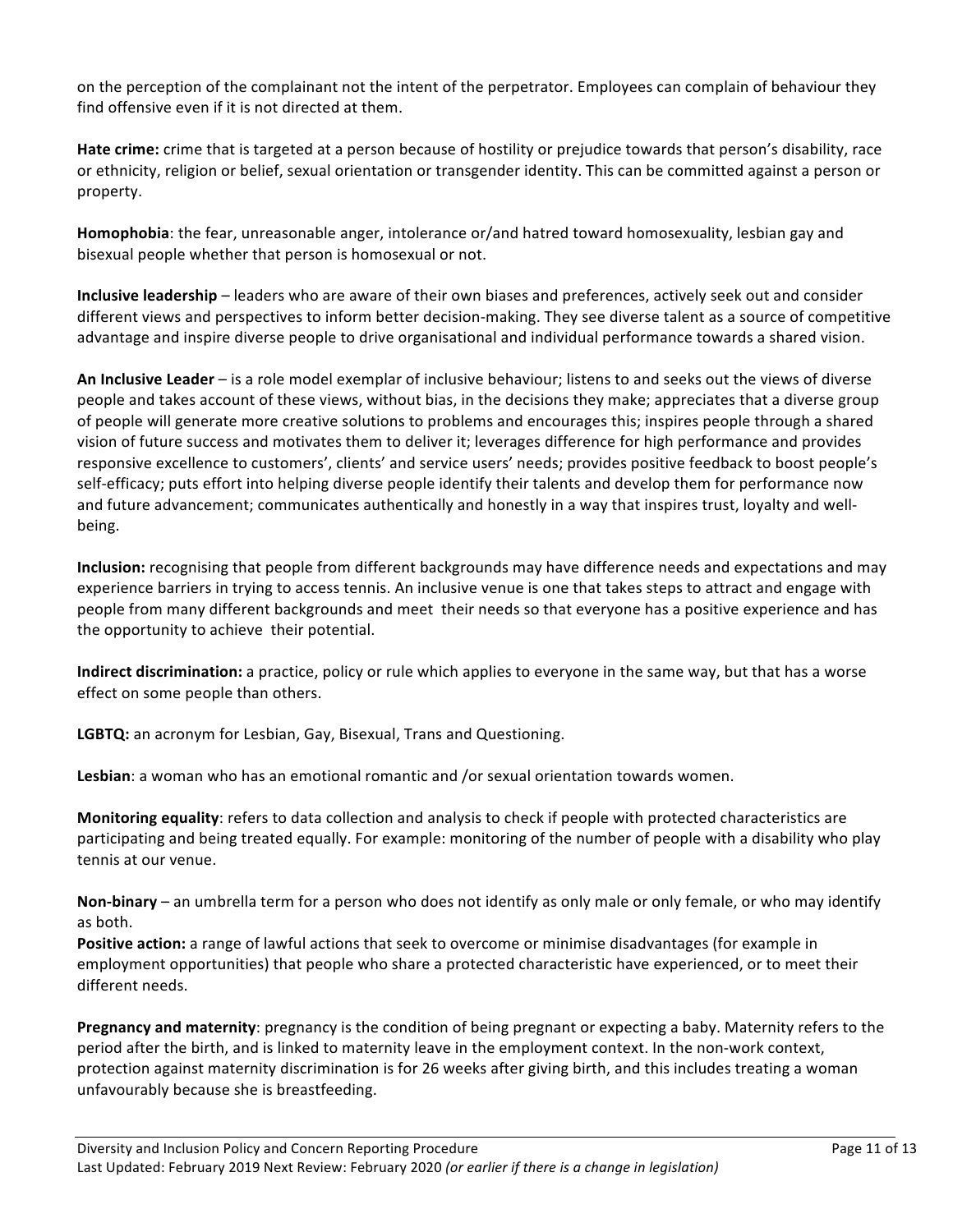on the perception of the complainant not the intent of the perpetrator. Employees can complain of behaviour they find offensive even if it is not directed at them.

**Hate crime:** crime that is targeted at a person because of hostility or prejudice towards that person's disability, race or ethnicity, religion or belief, sexual orientation or transgender identity. This can be committed against a person or property.

**Homophobia**: the fear, unreasonable anger, intolerance or/and hatred toward homosexuality, lesbian gay and bisexual people whether that person is homosexual or not.

**Inclusive leadership** – leaders who are aware of their own biases and preferences, actively seek out and consider different views and perspectives to inform better decision-making. They see diverse talent as a source of competitive advantage and inspire diverse people to drive organisational and individual performance towards a shared vision.

**An Inclusive Leader** – is a role model exemplar of inclusive behaviour; listens to and seeks out the views of diverse people and takes account of these views, without bias, in the decisions they make; appreciates that a diverse group of people will generate more creative solutions to problems and encourages this; inspires people through a shared vision of future success and motivates them to deliver it; leverages difference for high performance and provides responsive excellence to customers', clients' and service users' needs; provides positive feedback to boost people's self-efficacy; puts effort into helping diverse people identify their talents and develop them for performance now and future advancement; communicates authentically and honestly in a way that inspires trust, loyalty and well-being.

**Inclusion:** recognising that people from different backgrounds may have difference needs and expectations and may experience barriers in trying to access tennis. An inclusive venue is one that takes steps to attract and engage with people from many different backgrounds and meet their needs so that everyone has a positive experience and has the opportunity to achieve their potential.

**Indirect discrimination:** a practice, policy or rule which applies to everyone in the same way, but that has a worse effect on some people than others.

**LGBTQ:** an acronym for Lesbian, Gay, Bisexual, Trans and Questioning.

**Lesbian**: a woman who has an emotional romantic and /or sexual orientation towards women.

**Monitoring equality**: refers to data collection and analysis to check if people with protected characteristics are participating and being treated equally. For example: monitoring of the number of people with a disability who play tennis at our venue.

**Non-binary** – an umbrella term for a person who does not identify as only male or only female, or who may identify as both.

**Positive action:** a range of lawful actions that seek to overcome or minimise disadvantages (for example in employment opportunities) that people who share a protected characteristic have experienced, or to meet their different needs.

**Pregnancy and maternity**: pregnancy is the condition of being pregnant or expecting a baby. Maternity refers to the period after the birth, and is linked to maternity leave in the employment context. In the non-work context, protection against maternity discrimination is for 26 weeks after giving birth, and this includes treating a woman unfavourably because she is breastfeeding.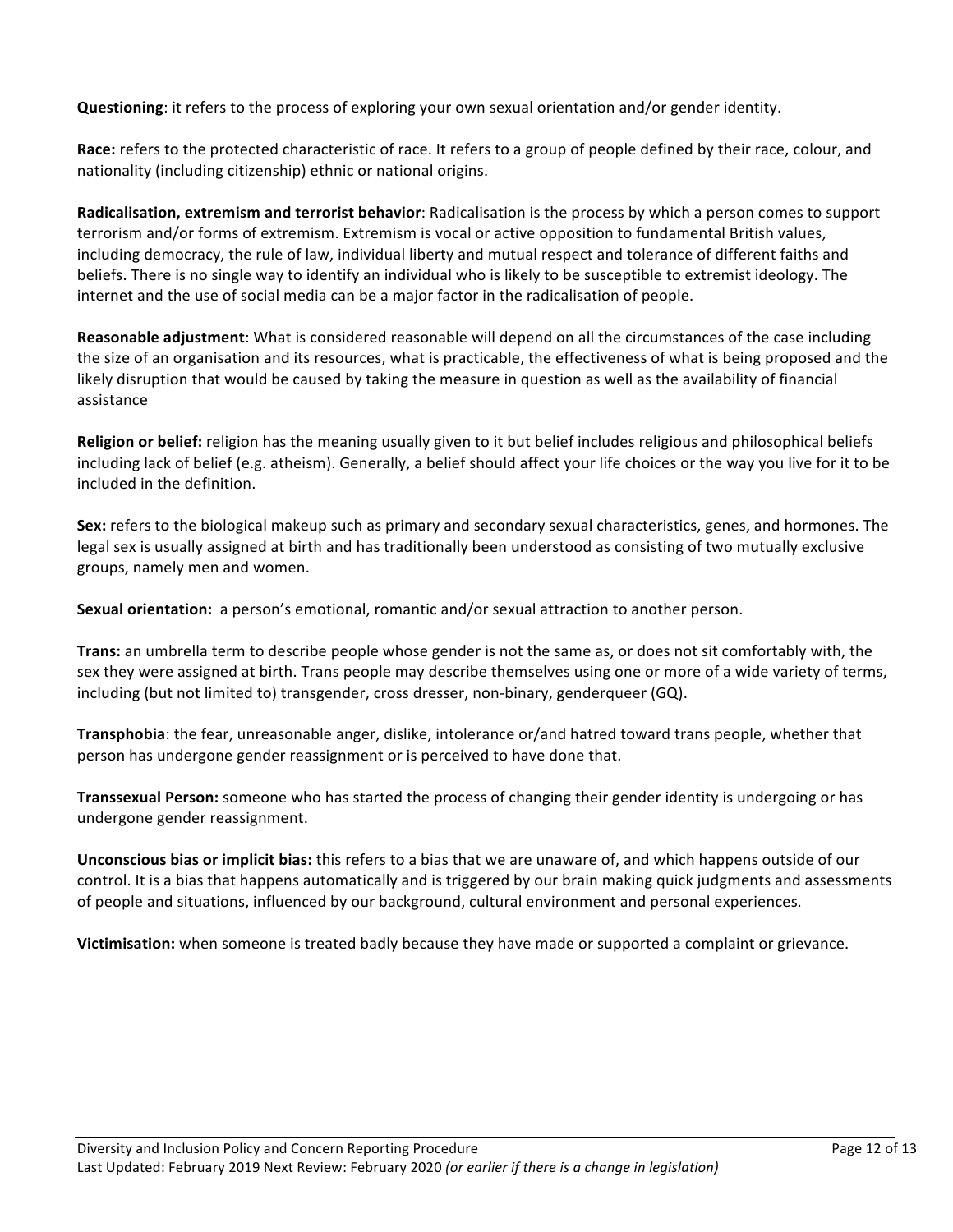**Questioning**: it refers to the process of exploring your own sexual orientation and/or gender identity.

**Race:** refers to the protected characteristic of race. It refers to a group of people defined by their race, colour, and nationality (including citizenship) ethnic or national origins.

**Radicalisation, extremism and terrorist behavior**: Radicalisation is the process by which a person comes to support terrorism and/or forms of extremism. Extremism is vocal or active opposition to fundamental British values, including democracy, the rule of law, individual liberty and mutual respect and tolerance of different faiths and beliefs. There is no single way to identify an individual who is likely to be susceptible to extremist ideology. The internet and the use of social media can be a major factor in the radicalisation of people.

**Reasonable adjustment**: What is considered reasonable will depend on all the circumstances of the case including the size of an organisation and its resources, what is practicable, the effectiveness of what is being proposed and the likely disruption that would be caused by taking the measure in question as well as the availability of financial assistance

**Religion or belief:** religion has the meaning usually given to it but belief includes religious and philosophical beliefs including lack of belief (e.g. atheism). Generally, a belief should affect your life choices or the way you live for it to be included in the definition.

**Sex:** refers to the biological makeup such as primary and secondary sexual characteristics, genes, and hormones. The legal sex is usually assigned at birth and has traditionally been understood as consisting of two mutually exclusive groups, namely men and women.

**Sexual orientation:** a person's emotional, romantic and/or sexual attraction to another person.

**Trans:** an umbrella term to describe people whose gender is not the same as, or does not sit comfortably with, the sex they were assigned at birth. Trans people may describe themselves using one or more of a wide variety of terms, including (but not limited to) transgender, cross dresser, non-binary, genderqueer (GQ).

**Transphobia**: the fear, unreasonable anger, dislike, intolerance or/and hatred toward trans people, whether that person has undergone gender reassignment or is perceived to have done that.

**Transsexual Person:** someone who has started the process of changing their gender identity is undergoing or has undergone gender reassignment.

**Unconscious bias or implicit bias:** this refers to a bias that we are unaware of, and which happens outside of our control. It is a bias that happens automatically and is triggered by our brain making quick judgments and assessments of people and situations, influenced by our background, cultural environment and personal experiences.

**Victimisation:** when someone is treated badly because they have made or supported a complaint or grievance.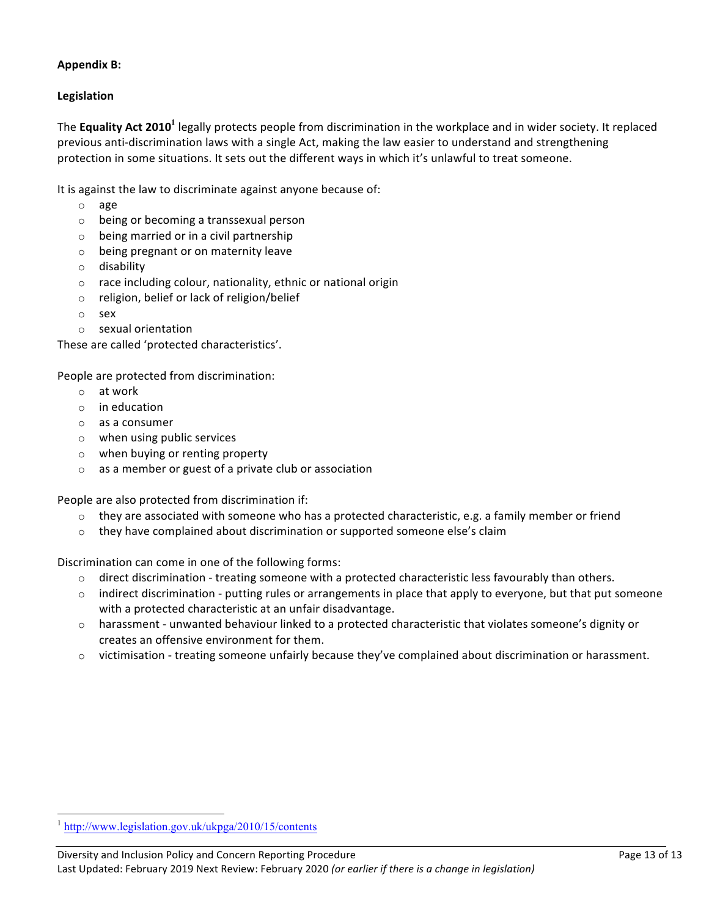**Appendix B:**

**Legislation**

The **Equality Act 2010**[1] legally protects people from discrimination in the workplace and in wider society. It replaced previous anti-discrimination laws with a single Act, making the law easier to understand and strengthening protection in some situations. It sets out the different ways in which it's unlawful to treat someone.

It is against the law to discriminate against anyone because of:

- age
- being or becoming a transsexual person
- being married or in a civil partnership
- being pregnant or on maternity leave
- disability
- race including colour, nationality, ethnic or national origin
- religion, belief or lack of religion/belief
- sex
- sexual orientation

These are called 'protected characteristics'.

People are protected from discrimination:

- at work
- in education
- as a consumer
- when using public services
- when buying or renting property
- as a member or guest of a private club or association

People are also protected from discrimination if:

- they are associated with someone who has a protected characteristic, e.g. a family member or friend
- they have complained about discrimination or supported someone else's claim

Discrimination can come in one of the following forms:

- direct discrimination - treating someone with a protected characteristic less favourably than others.
- indirect discrimination - putting rules or arrangements in place that apply to everyone, but that put someone with a protected characteristic at an unfair disadvantage.
- harassment - unwanted behaviour linked to a protected characteristic that violates someone's dignity or creates an offensive environment for them.
- victimisation - treating someone unfairly because they've complained about discrimination or harassment.

[1] http://www.legislation.gov.uk/ukpga/2010/15/contents